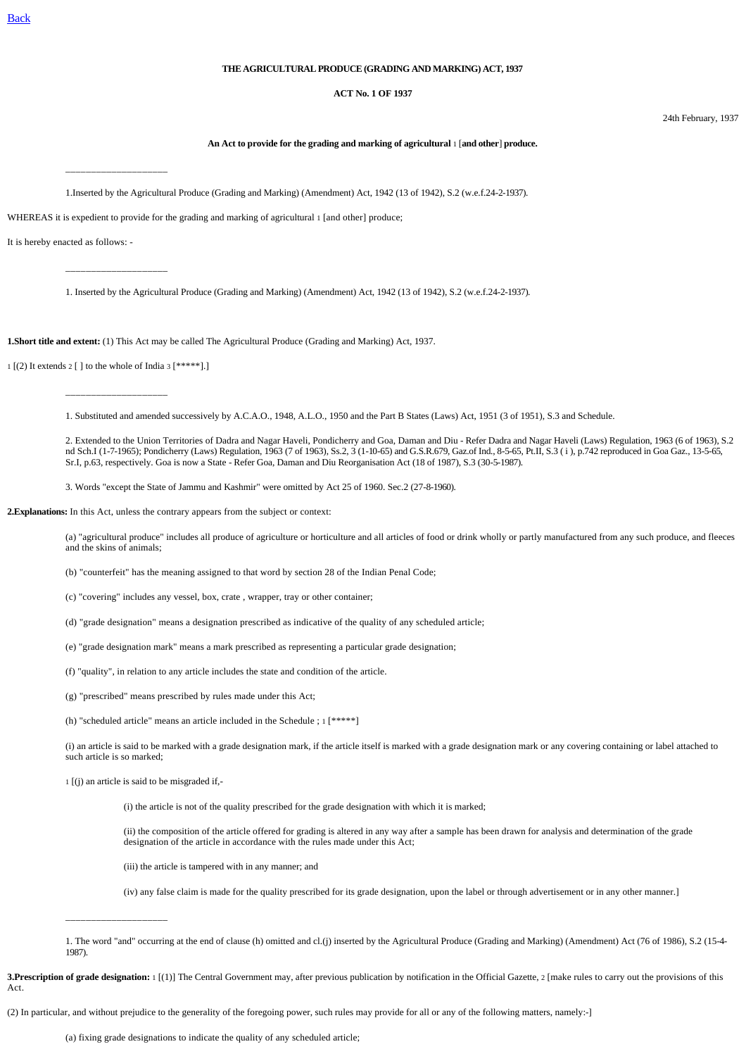Back

**THE AGRICULTURAL PRODUCE (GRADING AND MARKING) ACT, 1937**

**ACT No. 1 OF 1937**

24th February, 1937

**An Act to provide for the grading and marking of agricultural 1 [and other] produce.**

____________________

1.Inserted by the Agricultural Produce (Grading and Marking) (Amendment) Act, 1942 (13 of 1942), S.2 (w.e.f.24-2-1937).

WHEREAS it is expedient to provide for the grading and marking of agricultural 1 [and other] produce;

It is hereby enacted as follows: -

____________________

1. Inserted by the Agricultural Produce (Grading and Marking) (Amendment) Act, 1942 (13 of 1942), S.2 (w.e.f.24-2-1937).

**1.Short title and extent:** (1) This Act may be called The Agricultural Produce (Grading and Marking) Act, 1937.

1 [(2) It extends 2 [ ] to the whole of India 3 [*****].]

____________________

1. Substituted and amended successively by A.C.A.O., 1948, A.L.O., 1950 and the Part B States (Laws) Act, 1951 (3 of 1951), S.3 and Schedule.

2. Extended to the Union Territories of Dadra and Nagar Haveli, Pondicherry and Goa, Daman and Diu - Refer Dadra and Nagar Haveli (Laws) Regulation, 1963 (6 of 1963), S.2 nd Sch.I (1-7-1965); Pondicherry (Laws) Regulation, 1963 (7 of 1963), Ss.2, 3 (1-10-65) and G.S.R.679, Gaz.of Ind., 8-5-65, Pt.II, S.3 ( i ), p.742 reproduced in Goa Gaz., 13-5-65, Sr.I, p.63, respectively. Goa is now a State - Refer Goa, Daman and Diu Reorganisation Act (18 of 1987), S.3 (30-5-1987).

3. Words "except the State of Jammu and Kashmir" were omitted by Act 25 of 1960. Sec.2 (27-8-1960).

**2.Explanations:** In this Act, unless the contrary appears from the subject or context:

(a) "agricultural produce" includes all produce of agriculture or horticulture and all articles of food or drink wholly or partly manufactured from any such produce, and fleeces and the skins of animals;

(b) "counterfeit" has the meaning assigned to that word by section 28 of the Indian Penal Code;

(c) "covering" includes any vessel, box, crate , wrapper, tray or other container;

(d) "grade designation" means a designation prescribed as indicative of the quality of any scheduled article;

(e) "grade designation mark" means a mark prescribed as representing a particular grade designation;

(f) "quality", in relation to any article includes the state and condition of the article.

(g) "prescribed" means prescribed by rules made under this Act;

(h) "scheduled article" means an article included in the Schedule ; 1 [*****]

(i) an article is said to be marked with a grade designation mark, if the article itself is marked with a grade designation mark or any covering containing or label attached to such article is so marked;

1 [(j) an article is said to be misgraded if,-

(i) the article is not of the quality prescribed for the grade designation with which it is marked;

(ii) the composition of the article offered for grading is altered in any way after a sample has been drawn for analysis and determination of the grade designation of the article in accordance with the rules made under this Act;

(iii) the article is tampered with in any manner; and

(iv) any false claim is made for the quality prescribed for its grade designation, upon the label or through advertisement or in any other manner.]

____________________

1. The word "and" occurring at the end of clause (h) omitted and cl.(j) inserted by the Agricultural Produce (Grading and Marking) (Amendment) Act (76 of 1986), S.2 (15-4-1987).

**3.Prescription of grade designation:** 1 [(1)] The Central Government may, after previous publication by notification in the Official Gazette, 2 [make rules to carry out the provisions of this Act.

(2) In particular, and without prejudice to the generality of the foregoing power, such rules may provide for all or any of the following matters, namely:-]

(a) fixing grade designations to indicate the quality of any scheduled article;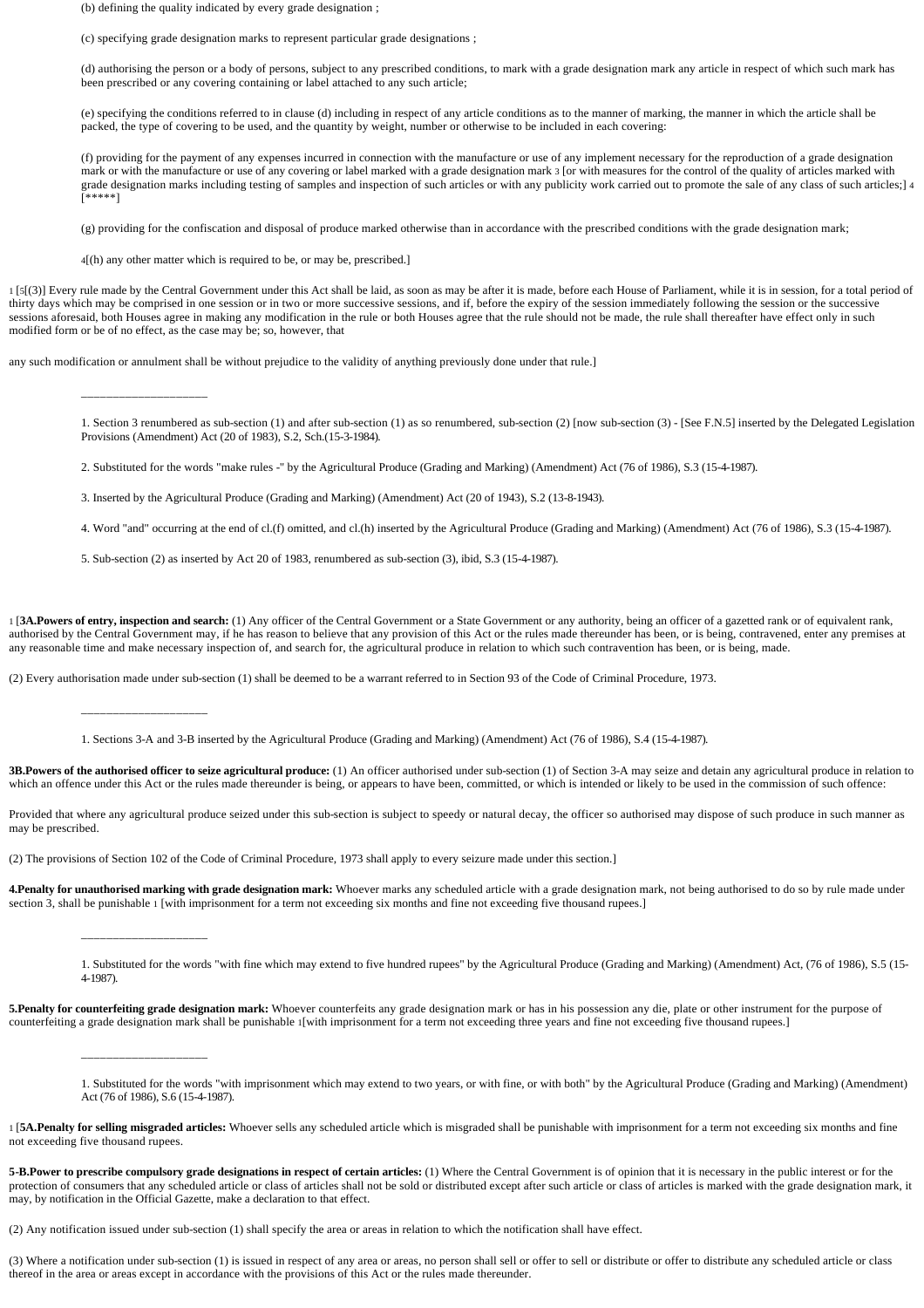(b) defining the quality indicated by every grade designation ;

(c) specifying grade designation marks to represent particular grade designations ;

(d) authorising the person or a body of persons, subject to any prescribed conditions, to mark with a grade designation mark any article in respect of which such mark has been prescribed or any covering containing or label attached to any such article;

(e) specifying the conditions referred to in clause (d) including in respect of any article conditions as to the manner of marking, the manner in which the article shall be packed, the type of covering to be used, and the quantity by weight, number or otherwise to be included in each covering:

(f) providing for the payment of any expenses incurred in connection with the manufacture or use of any implement necessary for the reproduction of a grade designation mark or with the manufacture or use of any covering or label marked with a grade designation mark [3] [or with measures for the control of the quality of articles marked with grade designation marks including testing of samples and inspection of such articles or with any publicity work carried out to promote the sale of any class of such articles;] [4] [*****]

(g) providing for the confiscation and disposal of produce marked otherwise than in accordance with the prescribed conditions with the grade designation mark;

[4][(h) any other matter which is required to be, or may be, prescribed.]

[1] [[5][(3)] Every rule made by the Central Government under this Act shall be laid, as soon as may be after it is made, before each House of Parliament, while it is in session, for a total period of thirty days which may be comprised in one session or in two or more successive sessions, and if, before the expiry of the session immediately following the session or the successive sessions aforesaid, both Houses agree in making any modification in the rule or both Houses agree that the rule should not be made, the rule shall thereafter have effect only in such modified form or be of no effect, as the case may be; so, however, that

any such modification or annulment shall be without prejudice to the validity of anything previously done under that rule.]

---

1. Section 3 renumbered as sub-section (1) and after sub-section (1) as so renumbered, sub-section (2) [now sub-section (3) - [See F.N.5] inserted by the Delegated Legislation Provisions (Amendment) Act (20 of 1983), S.2, Sch.(15-3-1984).

2. Substituted for the words "make rules -" by the Agricultural Produce (Grading and Marking) (Amendment) Act (76 of 1986), S.3 (15-4-1987).

3. Inserted by the Agricultural Produce (Grading and Marking) (Amendment) Act (20 of 1943), S.2 (13-8-1943).

4. Word "and" occurring at the end of cl.(f) omitted, and cl.(h) inserted by the Agricultural Produce (Grading and Marking) (Amendment) Act (76 of 1986), S.3 (15-4-1987).

5. Sub-section (2) as inserted by Act 20 of 1983, renumbered as sub-section (3), ibid, S.3 (15-4-1987).

[1] [**3A.Powers of entry, inspection and search:** (1) Any officer of the Central Government or a State Government or any authority, being an officer of a gazetted rank or of equivalent rank, authorised by the Central Government may, if he has reason to believe that any provision of this Act or the rules made thereunder has been, or is being, contravened, enter any premises at any reasonable time and make necessary inspection of, and search for, the agricultural produce in relation to which such contravention has been, or is being, made.

(2) Every authorisation made under sub-section (1) shall be deemed to be a warrant referred to in Section 93 of the Code of Criminal Procedure, 1973.

---

1. Sections 3-A and 3-B inserted by the Agricultural Produce (Grading and Marking) (Amendment) Act (76 of 1986), S.4 (15-4-1987).

**3B.Powers of the authorised officer to seize agricultural produce:** (1) An officer authorised under sub-section (1) of Section 3-A may seize and detain any agricultural produce in relation to which an offence under this Act or the rules made thereunder is being, or appears to have been, committed, or which is intended or likely to be used in the commission of such offence:

Provided that where any agricultural produce seized under this sub-section is subject to speedy or natural decay, the officer so authorised may dispose of such produce in such manner as may be prescribed.

(2) The provisions of Section 102 of the Code of Criminal Procedure, 1973 shall apply to every seizure made under this section.]

**4.Penalty for unauthorised marking with grade designation mark:** Whoever marks any scheduled article with a grade designation mark, not being authorised to do so by rule made under section 3, shall be punishable [1] [with imprisonment for a term not exceeding six months and fine not exceeding five thousand rupees.]

---

1. Substituted for the words "with fine which may extend to five hundred rupees" by the Agricultural Produce (Grading and Marking) (Amendment) Act, (76 of 1986), S.5 (15-4-1987).

**5.Penalty for counterfeiting grade designation mark:** Whoever counterfeits any grade designation mark or has in his possession any die, plate or other instrument for the purpose of counterfeiting a grade designation mark shall be punishable [1][with imprisonment for a term not exceeding three years and fine not exceeding five thousand rupees.]

---

1. Substituted for the words "with imprisonment which may extend to two years, or with fine, or with both" by the Agricultural Produce (Grading and Marking) (Amendment) Act (76 of 1986), S.6 (15-4-1987).

[1] [**5A.Penalty for selling misgraded articles:** Whoever sells any scheduled article which is misgraded shall be punishable with imprisonment for a term not exceeding six months and fine not exceeding five thousand rupees.

**5-B.Power to prescribe compulsory grade designations in respect of certain articles:** (1) Where the Central Government is of opinion that it is necessary in the public interest or for the protection of consumers that any scheduled article or class of articles shall not be sold or distributed except after such article or class of articles is marked with the grade designation mark, it may, by notification in the Official Gazette, make a declaration to that effect.

(2) Any notification issued under sub-section (1) shall specify the area or areas in relation to which the notification shall have effect.

(3) Where a notification under sub-section (1) is issued in respect of any area or areas, no person shall sell or offer to sell or distribute or offer to distribute any scheduled article or class thereof in the area or areas except in accordance with the provisions of this Act or the rules made thereunder.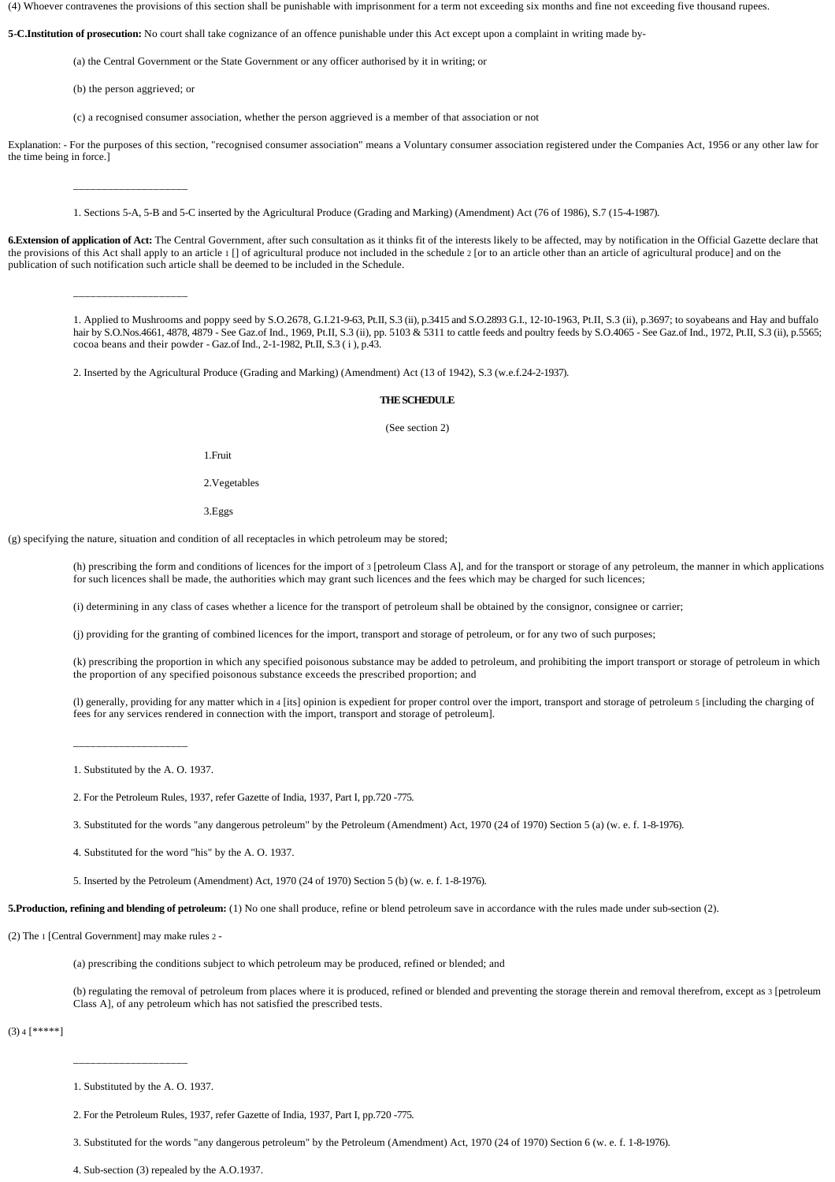(4) Whoever contravenes the provisions of this section shall be punishable with imprisonment for a term not exceeding six months and fine not exceeding five thousand rupees.

**5-C.Institution of prosecution:** No court shall take cognizance of an offence punishable under this Act except upon a complaint in writing made by-

(a) the Central Government or the State Government or any officer authorised by it in writing; or

(b) the person aggrieved; or

(c) a recognised consumer association, whether the person aggrieved is a member of that association or not

Explanation: - For the purposes of this section, "recognised consumer association" means a Voluntary consumer association registered under the Companies Act, 1956 or any other law for the time being in force.]

______________________

1. Sections 5-A, 5-B and 5-C inserted by the Agricultural Produce (Grading and Marking) (Amendment) Act (76 of 1986), S.7 (15-4-1987).

**6.Extension of application of Act:** The Central Government, after such consultation as it thinks fit of the interests likely to be affected, may by notification in the Official Gazette declare that the provisions of this Act shall apply to an article 1 [] of agricultural produce not included in the schedule 2 [or to an article other than an article of agricultural produce] and on the publication of such notification such article shall be deemed to be included in the Schedule.

______________________

1. Applied to Mushrooms and poppy seed by S.O.2678, G.I.21-9-63, Pt.II, S.3 (ii), p.3415 and S.O.2893 G.I., 12-10-1963, Pt.II, S.3 (ii), p.3697; to soyabeans and Hay and buffalo hair by S.O.Nos.4661, 4878, 4879 - See Gaz.of Ind., 1969, Pt.II, S.3 (ii), pp. 5103 & 5311 to cattle feeds and poultry feeds by S.O.4065 - See Gaz.of Ind., 1972, Pt.II, S.3 (ii), p.5565; cocoa beans and their powder - Gaz.of Ind., 2-1-1982, Pt.II, S.3 ( i ), p.43.

2. Inserted by the Agricultural Produce (Grading and Marking) (Amendment) Act (13 of 1942), S.3 (w.e.f.24-2-1937).

## THE SCHEDULE

(See section 2)

1.Fruit

2.Vegetables

3.Eggs

(g) specifying the nature, situation and condition of all receptacles in which petroleum may be stored;

(h) prescribing the form and conditions of licences for the import of 3 [petroleum Class A], and for the transport or storage of any petroleum, the manner in which applications for such licences shall be made, the authorities which may grant such licences and the fees which may be charged for such licences;

(i) determining in any class of cases whether a licence for the transport of petroleum shall be obtained by the consignor, consignee or carrier;

(j) providing for the granting of combined licences for the import, transport and storage of petroleum, or for any two of such purposes;

(k) prescribing the proportion in which any specified poisonous substance may be added to petroleum, and prohibiting the import transport or storage of petroleum in which the proportion of any specified poisonous substance exceeds the prescribed proportion; and

(l) generally, providing for any matter which in 4 [its] opinion is expedient for proper control over the import, transport and storage of petroleum 5 [including the charging of fees for any services rendered in connection with the import, transport and storage of petroleum].

______________________

1. Substituted by the A. O. 1937.

2. For the Petroleum Rules, 1937, refer Gazette of India, 1937, Part I, pp.720 -775.

3. Substituted for the words "any dangerous petroleum" by the Petroleum (Amendment) Act, 1970 (24 of 1970) Section 5 (a) (w. e. f. 1-8-1976).

4. Substituted for the word "his" by the A. O. 1937.

5. Inserted by the Petroleum (Amendment) Act, 1970 (24 of 1970) Section 5 (b) (w. e. f. 1-8-1976).

**5.Production, refining and blending of petroleum:** (1) No one shall produce, refine or blend petroleum save in accordance with the rules made under sub-section (2).

(2) The 1 [Central Government] may make rules 2 -

(a) prescribing the conditions subject to which petroleum may be produced, refined or blended; and

(b) regulating the removal of petroleum from places where it is produced, refined or blended and preventing the storage therein and removal therefrom, except as 3 [petroleum Class A], of any petroleum which has not satisfied the prescribed tests.

(3) 4 [*****]

______________________

1. Substituted by the A. O. 1937.

2. For the Petroleum Rules, 1937, refer Gazette of India, 1937, Part I, pp.720 -775.

3. Substituted for the words "any dangerous petroleum" by the Petroleum (Amendment) Act, 1970 (24 of 1970) Section 6 (w. e. f. 1-8-1976).

4. Sub-section (3) repealed by the A.O.1937.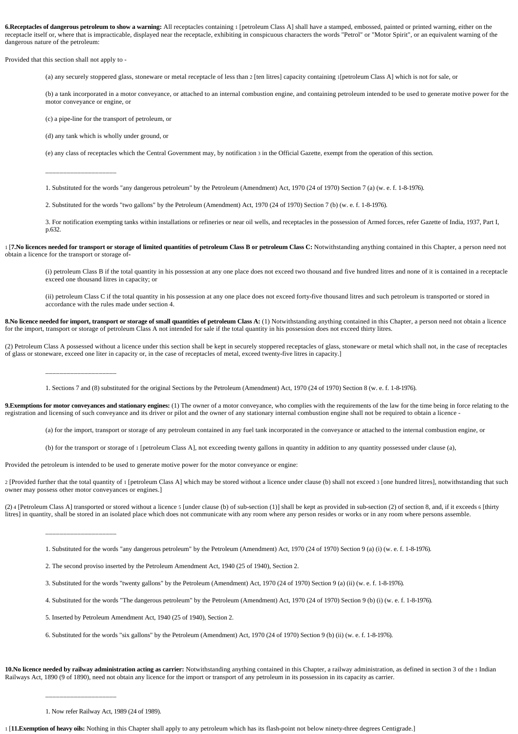**6.Receptacles of dangerous petroleum to show a warning:** All receptacles containing [1] [petroleum Class A] shall have a stamped, embossed, painted or printed warning, either on the receptacle itself or, where that is impracticable, displayed near the receptacle, exhibiting in conspicuous characters the words "Petrol" or "Motor Spirit", or an equivalent warning of the dangerous nature of the petroleum:

Provided that this section shall not apply to -

(a) any securely stoppered glass, stoneware or metal receptacle of less than [2] [ten litres] capacity containing [1][petroleum Class A] which is not for sale, or

(b) a tank incorporated in a motor conveyance, or attached to an internal combustion engine, and containing petroleum intended to be used to generate motive power for the motor conveyance or engine, or

(c) a pipe-line for the transport of petroleum, or

(d) any tank which is wholly under ground, or

(e) any class of receptacles which the Central Government may, by notification [3] in the Official Gazette, exempt from the operation of this section.

---

1. Substituted for the words "any dangerous petroleum" by the Petroleum (Amendment) Act, 1970 (24 of 1970) Section 7 (a) (w. e. f. 1-8-1976).

2. Substituted for the words "two gallons" by the Petroleum (Amendment) Act, 1970 (24 of 1970) Section 7 (b) (w. e. f. 1-8-1976).

3. For notification exempting tanks within installations or refineries or near oil wells, and receptacles in the possession of Armed forces, refer Gazette of India, 1937, Part I, p.632.

[1] [**7.No licences needed for transport or storage of limited quantities of petroleum Class B or petroleum Class C:** Notwithstanding anything contained in this Chapter, a person need not obtain a licence for the transport or storage of-

(i) petroleum Class B if the total quantity in his possession at any one place does not exceed two thousand and five hundred litres and none of it is contained in a receptacle exceed one thousand litres in capacity; or

(ii) petroleum Class C if the total quantity in his possession at any one place does not exceed forty-five thousand litres and such petroleum is transported or stored in accordance with the rules made under section 4.

**8.No licence needed for import, transport or storage of small quantities of petroleum Class A:** (1) Notwithstanding anything contained in this Chapter, a person need not obtain a licence for the import, transport or storage of petroleum Class A not intended for sale if the total quantity in his possession does not exceed thirty litres.

(2) Petroleum Class A possessed without a licence under this section shall be kept in securely stoppered receptacles of glass, stoneware or metal which shall not, in the case of receptacles of glass or stoneware, exceed one liter in capacity or, in the case of receptacles of metal, exceed twenty-five litres in capacity.]

---

1. Sections 7 and (8) substituted for the original Sections by the Petroleum (Amendment) Act, 1970 (24 of 1970) Section 8 (w. e. f. 1-8-1976).

**9.Exemptions for motor conveyances and stationary engines:** (1) The owner of a motor conveyance, who complies with the requirements of the law for the time being in force relating to the registration and licensing of such conveyance and its driver or pilot and the owner of any stationary internal combustion engine shall not be required to obtain a licence -

(a) for the import, transport or storage of any petroleum contained in any fuel tank incorporated in the conveyance or attached to the internal combustion engine, or

(b) for the transport or storage of [1] [petroleum Class A], not exceeding twenty gallons in quantity in addition to any quantity possessed under clause (a),

Provided the petroleum is intended to be used to generate motive power for the motor conveyance or engine:

[2] [Provided further that the total quantity of [1] [petroleum Class A] which may be stored without a licence under clause (b) shall not exceed [3] [one hundred litres], notwithstanding that such owner may possess other motor conveyances or engines.]

(2) [4] [Petroleum Class A] transported or stored without a licence [5] [under clause (b) of sub-section (1)] shall be kept as provided in sub-section (2) of section 8, and, if it exceeds [6] [thirty litres] in quantity, shall be stored in an isolated place which does not communicate with any room where any person resides or works or in any room where persons assemble.

---

1. Substituted for the words "any dangerous petroleum" by the Petroleum (Amendment) Act, 1970 (24 of 1970) Section 9 (a) (i) (w. e. f. 1-8-1976).

2. The second proviso inserted by the Petroleum Amendment Act, 1940 (25 of 1940), Section 2.

3. Substituted for the words "twenty gallons" by the Petroleum (Amendment) Act, 1970 (24 of 1970) Section 9 (a) (ii) (w. e. f. 1-8-1976).

4. Substituted for the words "The dangerous petroleum" by the Petroleum (Amendment) Act, 1970 (24 of 1970) Section 9 (b) (i) (w. e. f. 1-8-1976).

5. Inserted by Petroleum Amendment Act, 1940 (25 of 1940), Section 2.

6. Substituted for the words "six gallons" by the Petroleum (Amendment) Act, 1970 (24 of 1970) Section 9 (b) (ii) (w. e. f. 1-8-1976).

**10.No licence needed by railway administration acting as carrier:** Notwithstanding anything contained in this Chapter, a railway administration, as defined in section 3 of the [1] Indian Railways Act, 1890 (9 of 1890), need not obtain any licence for the import or transport of any petroleum in its possession in its capacity as carrier.

---

1. Now refer Railway Act, 1989 (24 of 1989).

[1] [**11.Exemption of heavy oils:** Nothing in this Chapter shall apply to any petroleum which has its flash-point not below ninety-three degrees Centigrade.]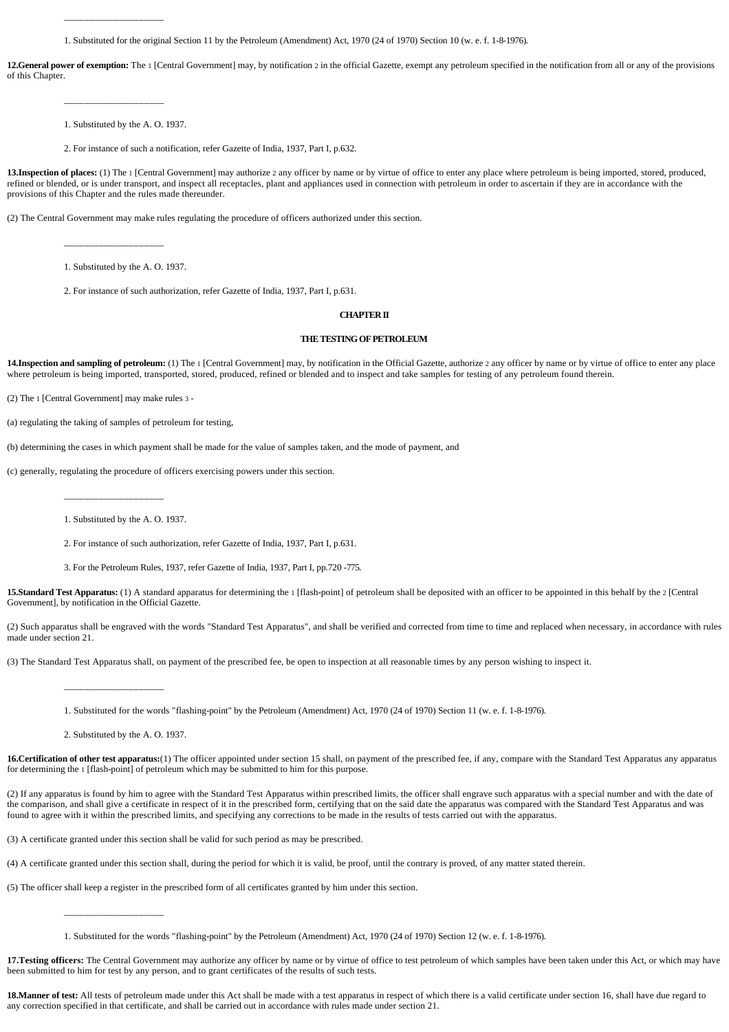______________________

1. Substituted for the original Section 11 by the Petroleum (Amendment) Act, 1970 (24 of 1970) Section 10 (w. e. f. 1-8-1976).

**12.General power of exemption:** The [1] [Central Government] may, by notification [2] in the official Gazette, exempt any petroleum specified in the notification from all or any of the provisions of this Chapter.

______________________

1. Substituted by the A. O. 1937.

2. For instance of such a notification, refer Gazette of India, 1937, Part I, p.632.

**13.Inspection of places:** (1) The [1] [Central Government] may authorize [2] any officer by name or by virtue of office to enter any place where petroleum is being imported, stored, produced, refined or blended, or is under transport, and inspect all receptacles, plant and appliances used in connection with petroleum in order to ascertain if they are in accordance with the provisions of this Chapter and the rules made thereunder.

(2) The Central Government may make rules regulating the procedure of officers authorized under this section.

______________________

1. Substituted by the A. O. 1937.

2. For instance of such authorization, refer Gazette of India, 1937, Part I, p.631.

## CHAPTER II

## THE TESTING OF PETROLEUM

**14.Inspection and sampling of petroleum:** (1) The [1] [Central Government] may, by notification in the Official Gazette, authorize [2] any officer by name or by virtue of office to enter any place where petroleum is being imported, transported, stored, produced, refined or blended and to inspect and take samples for testing of any petroleum found therein.

(2) The [1] [Central Government] may make rules [3] -

(a) regulating the taking of samples of petroleum for testing,

(b) determining the cases in which payment shall be made for the value of samples taken, and the mode of payment, and

(c) generally, regulating the procedure of officers exercising powers under this section.

______________________

1. Substituted by the A. O. 1937.

2. For instance of such authorization, refer Gazette of India, 1937, Part I, p.631.

3. For the Petroleum Rules, 1937, refer Gazette of India, 1937, Part I, pp.720 -775.

**15.Standard Test Apparatus:** (1) A standard apparatus for determining the [1] [flash-point] of petroleum shall be deposited with an officer to be appointed in this behalf by the [2] [Central Government], by notification in the Official Gazette.

(2) Such apparatus shall be engraved with the words "Standard Test Apparatus", and shall be verified and corrected from time to time and replaced when necessary, in accordance with rules made under section 21.

(3) The Standard Test Apparatus shall, on payment of the prescribed fee, be open to inspection at all reasonable times by any person wishing to inspect it.

______________________

1. Substituted for the words "flashing-point" by the Petroleum (Amendment) Act, 1970 (24 of 1970) Section 11 (w. e. f. 1-8-1976).

2. Substituted by the A. O. 1937.

**16.Certification of other test apparatus:**(1) The officer appointed under section 15 shall, on payment of the prescribed fee, if any, compare with the Standard Test Apparatus any apparatus for determining the [1] [flash-point] of petroleum which may be submitted to him for this purpose.

(2) If any apparatus is found by him to agree with the Standard Test Apparatus within prescribed limits, the officer shall engrave such apparatus with a special number and with the date of the comparison, and shall give a certificate in respect of it in the prescribed form, certifying that on the said date the apparatus was compared with the Standard Test Apparatus and was found to agree with it within the prescribed limits, and specifying any corrections to be made in the results of tests carried out with the apparatus.

(3) A certificate granted under this section shall be valid for such period as may be prescribed.

(4) A certificate granted under this section shall, during the period for which it is valid, be proof, until the contrary is proved, of any matter stated therein.

(5) The officer shall keep a register in the prescribed form of all certificates granted by him under this section.

______________________

1. Substituted for the words "flashing-point" by the Petroleum (Amendment) Act, 1970 (24 of 1970) Section 12 (w. e. f. 1-8-1976).

**17.Testing officers:** The Central Government may authorize any officer by name or by virtue of office to test petroleum of which samples have been taken under this Act, or which may have been submitted to him for test by any person, and to grant certificates of the results of such tests.

**18.Manner of test:** All tests of petroleum made under this Act shall be made with a test apparatus in respect of which there is a valid certificate under section 16, shall have due regard to any correction specified in that certificate, and shall be carried out in accordance with rules made under section 21.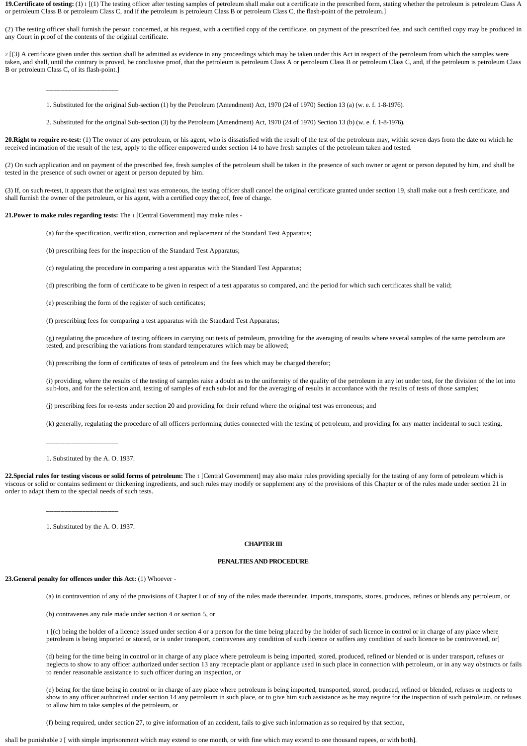**19. Certificate of testing:** (1) [1] [(1) The testing officer after testing samples of petroleum shall make out a certificate in the prescribed form, stating whether the petroleum is petroleum Class A or petroleum Class B or petroleum Class C, and if the petroleum is petroleum Class B or petroleum Class C, the flash-point of the petroleum.]

(2) The testing officer shall furnish the person concerned, at his request, with a certified copy of the certificate, on payment of the prescribed fee, and such certified copy may be produced in any Court in proof of the contents of the original certificate.

[2] [(3) A certificate given under this section shall be admitted as evidence in any proceedings which may be taken under this Act in respect of the petroleum from which the samples were taken, and shall, until the contrary is proved, be conclusive proof, that the petroleum is petroleum Class A or petroleum Class B or petroleum Class C, and, if the petroleum is petroleum Class B or petroleum Class C, of its flash-point.]

---

1. Substituted for the original Sub-section (1) by the Petroleum (Amendment) Act, 1970 (24 of 1970) Section 13 (a) (w. e. f. 1-8-1976).

2. Substituted for the original Sub-section (3) by the Petroleum (Amendment) Act, 1970 (24 of 1970) Section 13 (b) (w. e. f. 1-8-1976).

**20. Right to require re-test:** (1) The owner of any petroleum, or his agent, who is dissatisfied with the result of the test of the petroleum may, within seven days from the date on which he received intimation of the result of the test, apply to the officer empowered under section 14 to have fresh samples of the petroleum taken and tested.

(2) On such application and on payment of the prescribed fee, fresh samples of the petroleum shall be taken in the presence of such owner or agent or person deputed by him, and shall be tested in the presence of such owner or agent or person deputed by him.

(3) If, on such re-test, it appears that the original test was erroneous, the testing officer shall cancel the original certificate granted under section 19, shall make out a fresh certificate, and shall furnish the owner of the petroleum, or his agent, with a certified copy thereof, free of charge.

**21. Power to make rules regarding tests:** The [1] [Central Government] may make rules -

(a) for the specification, verification, correction and replacement of the Standard Test Apparatus;

(b) prescribing fees for the inspection of the Standard Test Apparatus;

(c) regulating the procedure in comparing a test apparatus with the Standard Test Apparatus;

(d) prescribing the form of certificate to be given in respect of a test apparatus so compared, and the period for which such certificates shall be valid;

(e) prescribing the form of the register of such certificates;

(f) prescribing fees for comparing a test apparatus with the Standard Test Apparatus;

(g) regulating the procedure of testing officers in carrying out tests of petroleum, providing for the averaging of results where several samples of the same petroleum are tested, and prescribing the variations from standard temperatures which may be allowed;

(h) prescribing the form of certificates of tests of petroleum and the fees which may be charged therefor;

(i) providing, where the results of the testing of samples raise a doubt as to the uniformity of the quality of the petroleum in any lot under test, for the division of the lot into sub-lots, and for the selection and, testing of samples of each sub-lot and for the averaging of results in accordance with the results of tests of those samples;

(j) prescribing fees for re-tests under section 20 and providing for their refund where the original test was erroneous; and

(k) generally, regulating the procedure of all officers performing duties connected with the testing of petroleum, and providing for any matter incidental to such testing.

---

1. Substituted by the A. O. 1937.

**22. Special rules for testing viscous or solid forms of petroleum:** The [1] [Central Government] may also make rules providing specially for the testing of any form of petroleum which is viscous or solid or contains sediment or thickening ingredients, and such rules may modify or supplement any of the provisions of this Chapter or of the rules made under section 21 in order to adapt them to the special needs of such tests.

---

1. Substituted by the A. O. 1937.

## CHAPTER III

## PENALTIES AND PROCEDURE

**23. General penalty for offences under this Act:** (1) Whoever -

(a) in contravention of any of the provisions of Chapter I or of any of the rules made thereunder, imports, transports, stores, produces, refines or blends any petroleum, or

(b) contravenes any rule made under section 4 or section 5, or

[1] [(c) being the holder of a licence issued under section 4 or a person for the time being placed by the holder of such licence in control or in charge of any place where petroleum is being imported or stored, or is under transport, contravenes any condition of such licence or suffers any condition of such licence to be contravened, or]

(d) being for the time being in control or in charge of any place where petroleum is being imported, stored, produced, refined or blended or is under transport, refuses or neglects to show to any officer authorized under section 13 any receptacle plant or appliance used in such place in connection with petroleum, or in any way obstructs or fails to render reasonable assistance to such officer during an inspection, or

(e) being for the time being in control or in charge of any place where petroleum is being imported, transported, stored, produced, refined or blended, refuses or neglects to show to any officer authorized under section 14 any petroleum in such place, or to give him such assistance as he may require for the inspection of such petroleum, or refuses to allow him to take samples of the petroleum, or

(f) being required, under section 27, to give information of an accident, fails to give such information as so required by that section,

shall be punishable [2] [ with simple imprisonment which may extend to one month, or with fine which may extend to one thousand rupees, or with both].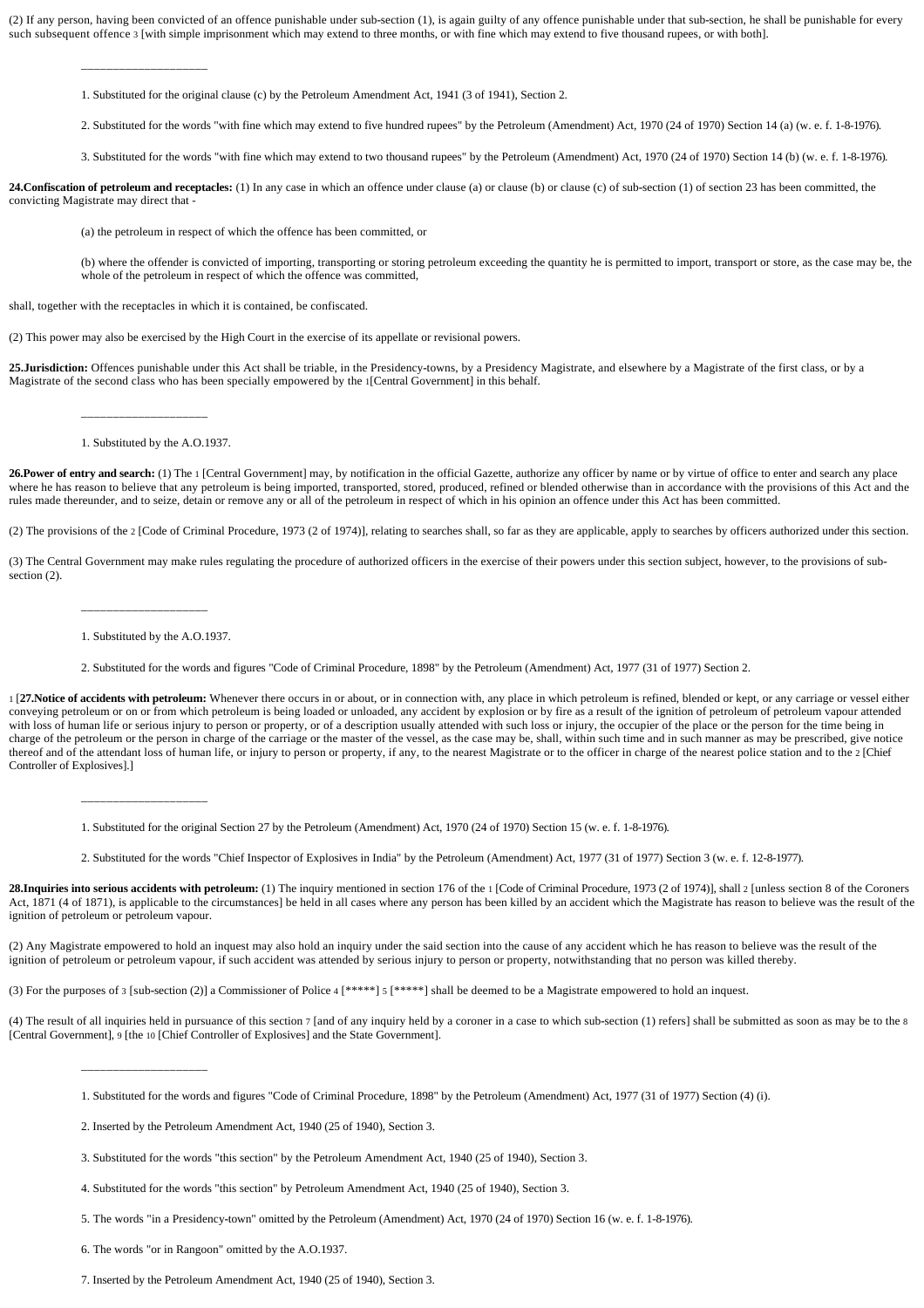(2) If any person, having been convicted of an offence punishable under sub-section (1), is again guilty of any offence punishable under that sub-section, he shall be punishable for every such subsequent offence [3] [with simple imprisonment which may extend to three months, or with fine which may extend to five thousand rupees, or with both].

---

1. Substituted for the original clause (c) by the Petroleum Amendment Act, 1941 (3 of 1941), Section 2.

2. Substituted for the words "with fine which may extend to five hundred rupees" by the Petroleum (Amendment) Act, 1970 (24 of 1970) Section 14 (a) (w. e. f. 1-8-1976).

3. Substituted for the words "with fine which may extend to two thousand rupees" by the Petroleum (Amendment) Act, 1970 (24 of 1970) Section 14 (b) (w. e. f. 1-8-1976).

**24.Confiscation of petroleum and receptacles:** (1) In any case in which an offence under clause (a) or clause (b) or clause (c) of sub-section (1) of section 23 has been committed, the convicting Magistrate may direct that -

(a) the petroleum in respect of which the offence has been committed, or

(b) where the offender is convicted of importing, transporting or storing petroleum exceeding the quantity he is permitted to import, transport or store, as the case may be, the whole of the petroleum in respect of which the offence was committed,

shall, together with the receptacles in which it is contained, be confiscated.

(2) This power may also be exercised by the High Court in the exercise of its appellate or revisional powers.

**25.Jurisdiction:** Offences punishable under this Act shall be triable, in the Presidency-towns, by a Presidency Magistrate, and elsewhere by a Magistrate of the first class, or by a Magistrate of the second class who has been specially empowered by the [1][Central Government] in this behalf.

---

1. Substituted by the A.O.1937.

**26.Power of entry and search:** (1) The [1] [Central Government] may, by notification in the official Gazette, authorize any officer by name or by virtue of office to enter and search any place where he has reason to believe that any petroleum is being imported, transported, stored, produced, refined or blended otherwise than in accordance with the provisions of this Act and the rules made thereunder, and to seize, detain or remove any or all of the petroleum in respect of which in his opinion an offence under this Act has been committed.

(2) The provisions of the [2] [Code of Criminal Procedure, 1973 (2 of 1974)], relating to searches shall, so far as they are applicable, apply to searches by officers authorized under this section.

(3) The Central Government may make rules regulating the procedure of authorized officers in the exercise of their powers under this section subject, however, to the provisions of sub-section (2).

---

1. Substituted by the A.O.1937.

2. Substituted for the words and figures "Code of Criminal Procedure, 1898" by the Petroleum (Amendment) Act, 1977 (31 of 1977) Section 2.

[1] [**27.Notice of accidents with petroleum:** Whenever there occurs in or about, or in connection with, any place in which petroleum is refined, blended or kept, or any carriage or vessel either conveying petroleum or on or from which petroleum is being loaded or unloaded, any accident by explosion or by fire as a result of the ignition of petroleum of petroleum vapour attended with loss of human life or serious injury to person or property, or of a description usually attended with such loss or injury, the occupier of the place or the person for the time being in charge of the petroleum or the person in charge of the carriage or the master of the vessel, as the case may be, shall, within such time and in such manner as may be prescribed, give notice thereof and of the attendant loss of human life, or injury to person or property, if any, to the nearest Magistrate or to the officer in charge of the nearest police station and to the [2] [Chief Controller of Explosives].]

---

1. Substituted for the original Section 27 by the Petroleum (Amendment) Act, 1970 (24 of 1970) Section 15 (w. e. f. 1-8-1976).

2. Substituted for the words "Chief Inspector of Explosives in India" by the Petroleum (Amendment) Act, 1977 (31 of 1977) Section 3 (w. e. f. 12-8-1977).

**28.Inquiries into serious accidents with petroleum:** (1) The inquiry mentioned in section 176 of the [1] [Code of Criminal Procedure, 1973 (2 of 1974)], shall [2] [unless section 8 of the Coroners Act, 1871 (4 of 1871), is applicable to the circumstances] be held in all cases where any person has been killed by an accident which the Magistrate has reason to believe was the result of the ignition of petroleum or petroleum vapour.

(2) Any Magistrate empowered to hold an inquest may also hold an inquiry under the said section into the cause of any accident which he has reason to believe was the result of the ignition of petroleum or petroleum vapour, if such accident was attended by serious injury to person or property, notwithstanding that no person was killed thereby.

(3) For the purposes of [3] [sub-section (2)] a Commissioner of Police [4] [*****] [5] [*****] shall be deemed to be a Magistrate empowered to hold an inquest.

(4) The result of all inquiries held in pursuance of this section [7] [and of any inquiry held by a coroner in a case to which sub-section (1) refers] shall be submitted as soon as may be to the [8] [Central Government], [9] [the [10] [Chief Controller of Explosives] and the State Government].

---

1. Substituted for the words and figures "Code of Criminal Procedure, 1898" by the Petroleum (Amendment) Act, 1977 (31 of 1977) Section (4) (i).

2. Inserted by the Petroleum Amendment Act, 1940 (25 of 1940), Section 3.

3. Substituted for the words "this section" by the Petroleum Amendment Act, 1940 (25 of 1940), Section 3.

4. Substituted for the words "this section" by Petroleum Amendment Act, 1940 (25 of 1940), Section 3.

5. The words "in a Presidency-town" omitted by the Petroleum (Amendment) Act, 1970 (24 of 1970) Section 16 (w. e. f. 1-8-1976).

6. The words "or in Rangoon" omitted by the A.O.1937.

7. Inserted by the Petroleum Amendment Act, 1940 (25 of 1940), Section 3.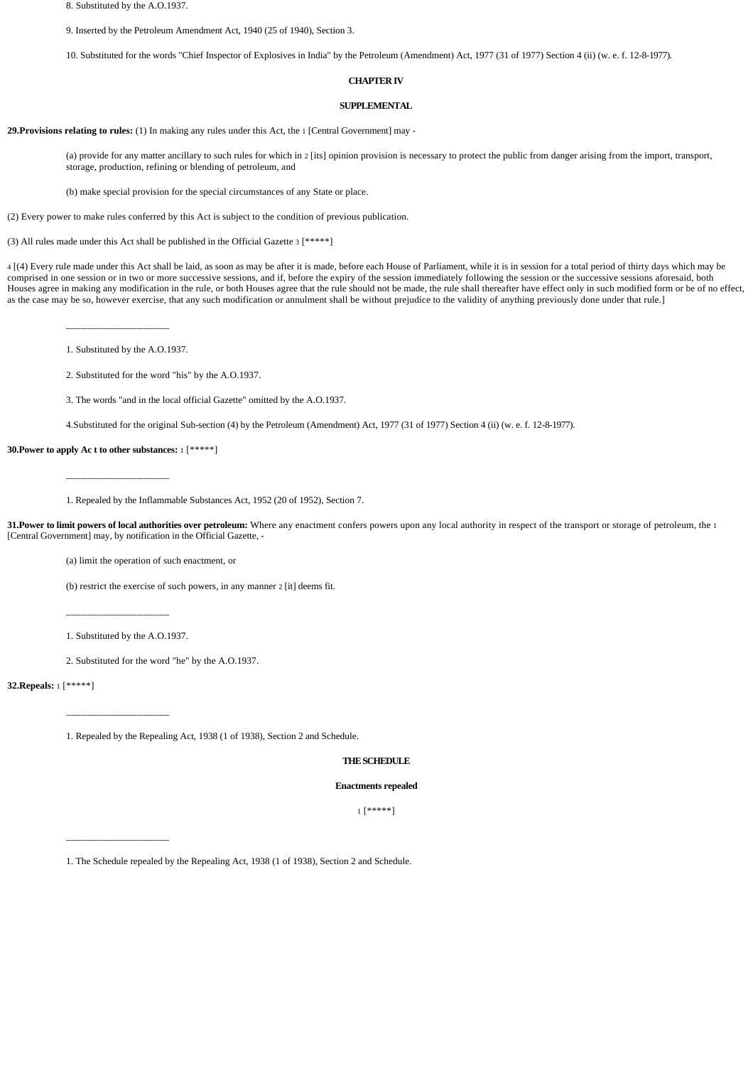8. Substituted by the A.O.1937.

9. Inserted by the Petroleum Amendment Act, 1940 (25 of 1940), Section 3.

10. Substituted for the words "Chief Inspector of Explosives in India" by the Petroleum (Amendment) Act, 1977 (31 of 1977) Section 4 (ii) (w. e. f. 12-8-1977).

## CHAPTER IV

## SUPPLEMENTAL

**29.Provisions relating to rules:** (1) In making any rules under this Act, the 1 [Central Government] may -

(a) provide for any matter ancillary to such rules for which in 2 [its] opinion provision is necessary to protect the public from danger arising from the import, transport, storage, production, refining or blending of petroleum, and

(b) make special provision for the special circumstances of any State or place.

(2) Every power to make rules conferred by this Act is subject to the condition of previous publication.

(3) All rules made under this Act shall be published in the Official Gazette 3 [*****]

4 [(4) Every rule made under this Act shall be laid, as soon as may be after it is made, before each House of Parliament, while it is in session for a total period of thirty days which may be comprised in one session or in two or more successive sessions, and if, before the expiry of the session immediately following the session or the successive sessions aforesaid, both Houses agree in making any modification in the rule, or both Houses agree that the rule should not be made, the rule shall thereafter have effect only in such modified form or be of no effect, as the case may be so, however exercise, that any such modification or annulment shall be without prejudice to the validity of anything previously done under that rule.]

______________________

1. Substituted by the A.O.1937.

2. Substituted for the word "his" by the A.O.1937.

3. The words "and in the local official Gazette" omitted by the A.O.1937.

4.Substituted for the original Sub-section (4) by the Petroleum (Amendment) Act, 1977 (31 of 1977) Section 4 (ii) (w. e. f. 12-8-1977).

**30.Power to apply Ac t to other substances:** 1 [*****]

______________________

1. Repealed by the Inflammable Substances Act, 1952 (20 of 1952), Section 7.

**31.Power to limit powers of local authorities over petroleum:** Where any enactment confers powers upon any local authority in respect of the transport or storage of petroleum, the 1 [Central Government] may, by notification in the Official Gazette, -

(a) limit the operation of such enactment, or

(b) restrict the exercise of such powers, in any manner 2 [it] deems fit.

______________________

1. Substituted by the A.O.1937.

2. Substituted for the word "he" by the A.O.1937.

**32.Repeals:** 1 [*****]

______________________

1. Repealed by the Repealing Act, 1938 (1 of 1938), Section 2 and Schedule.

## THE SCHEDULE

**Enactments repealed**

1 [*****]

______________________

1. The Schedule repealed by the Repealing Act, 1938 (1 of 1938), Section 2 and Schedule.